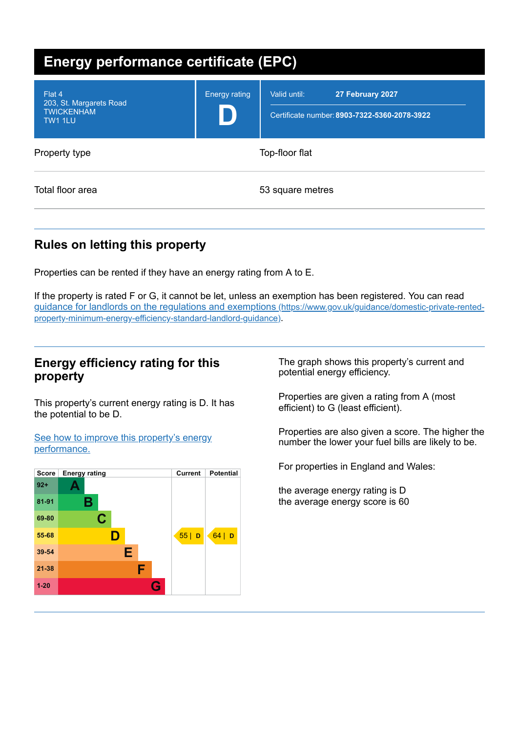# Energy performance certificate (EPC)

| Flat 4<br>203, St. Margarets Road<br>TWICKENHAM<br>TW1 1LU | Energy rating<br>**D** | Valid until: **27 February 2027**<br>Certificate number: **8903-7322-5360-2078-3922** |
|---|---|---|

| | |
|---|---|
| Property type | Top-floor flat |
| Total floor area | 53 square metres |

## Rules on letting this property

Properties can be rented if they have an energy rating from A to E.

If the property is rated F or G, it cannot be let, unless an exemption has been registered. You can read [guidance for landlords on the regulations and exemptions (https://www.gov.uk/guidance/domestic-private-rented-property-minimum-energy-efficiency-standard-landlord-guidance)](https://www.gov.uk/guidance/domestic-private-rented-property-minimum-energy-efficiency-standard-landlord-guidance).

## Energy efficiency rating for this property

This property's current energy rating is D. It has the potential to be D.

[See how to improve this property's energy performance.]()

| Score | Energy rating | Current | Potential |
|---|---|---|---|
| 92+ | A | | |
| 81-91 | B | | |
| 69-80 | C | | |
| 55-68 | D | 55 \| D | 64 \| D |
| 39-54 | E | | |
| 21-38 | F | | |
| 1-20 | G | | |

The graph shows this property's current and potential energy efficiency.

Properties are given a rating from A (most efficient) to G (least efficient).

Properties are also given a score. The higher the number the lower your fuel bills are likely to be.

For properties in England and Wales:

the average energy rating is D
the average energy score is 60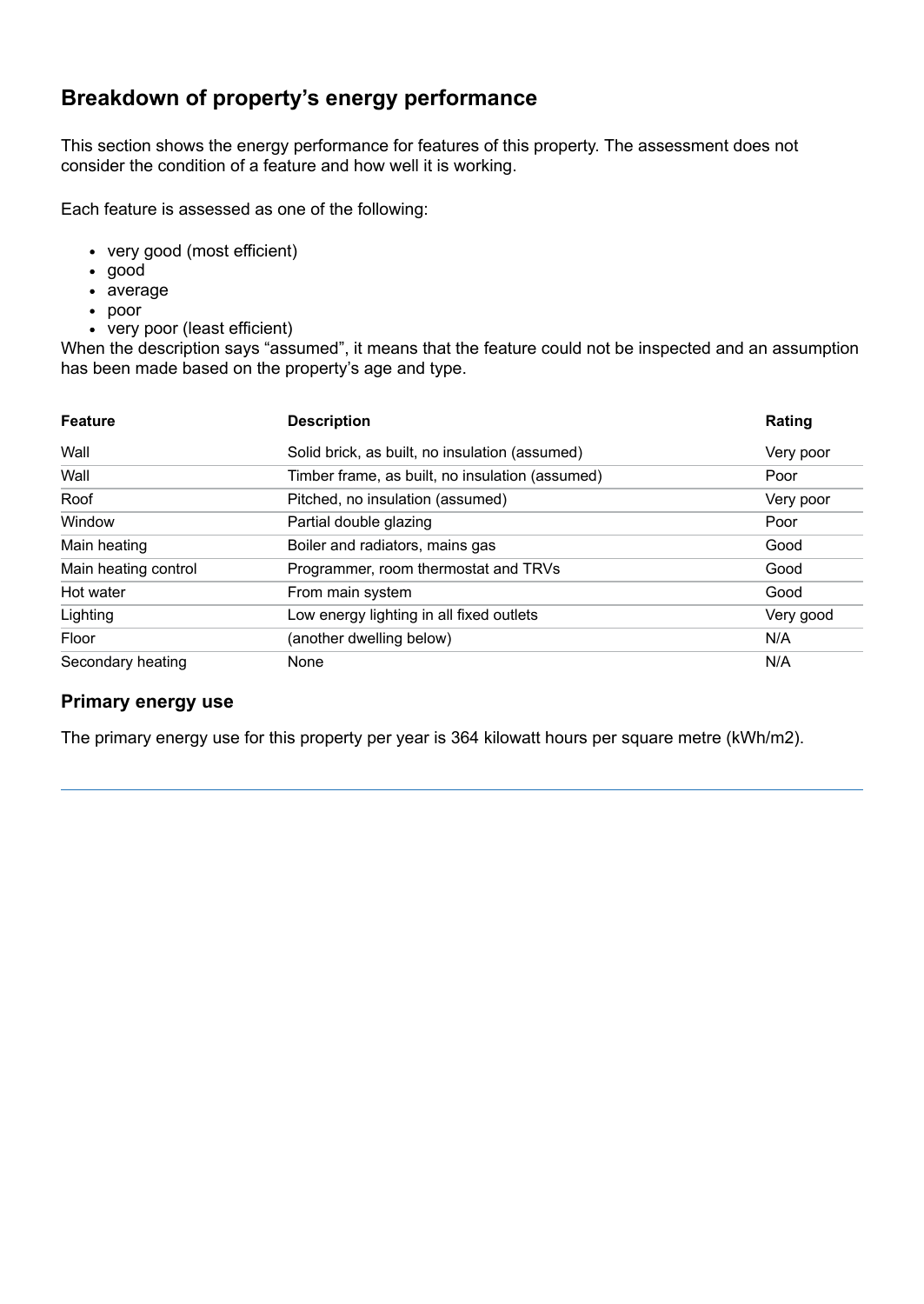## Breakdown of property's energy performance

This section shows the energy performance for features of this property. The assessment does not consider the condition of a feature and how well it is working.

Each feature is assessed as one of the following:

- very good (most efficient)
- good
- average
- poor
- very poor (least efficient)

When the description says "assumed", it means that the feature could not be inspected and an assumption has been made based on the property's age and type.

| Feature | Description | Rating |
|---|---|---|
| Wall | Solid brick, as built, no insulation (assumed) | Very poor |
| Wall | Timber frame, as built, no insulation (assumed) | Poor |
| Roof | Pitched, no insulation (assumed) | Very poor |
| Window | Partial double glazing | Poor |
| Main heating | Boiler and radiators, mains gas | Good |
| Main heating control | Programmer, room thermostat and TRVs | Good |
| Hot water | From main system | Good |
| Lighting | Low energy lighting in all fixed outlets | Very good |
| Floor | (another dwelling below) | N/A |
| Secondary heating | None | N/A |

### Primary energy use

The primary energy use for this property per year is 364 kilowatt hours per square metre (kWh/m2).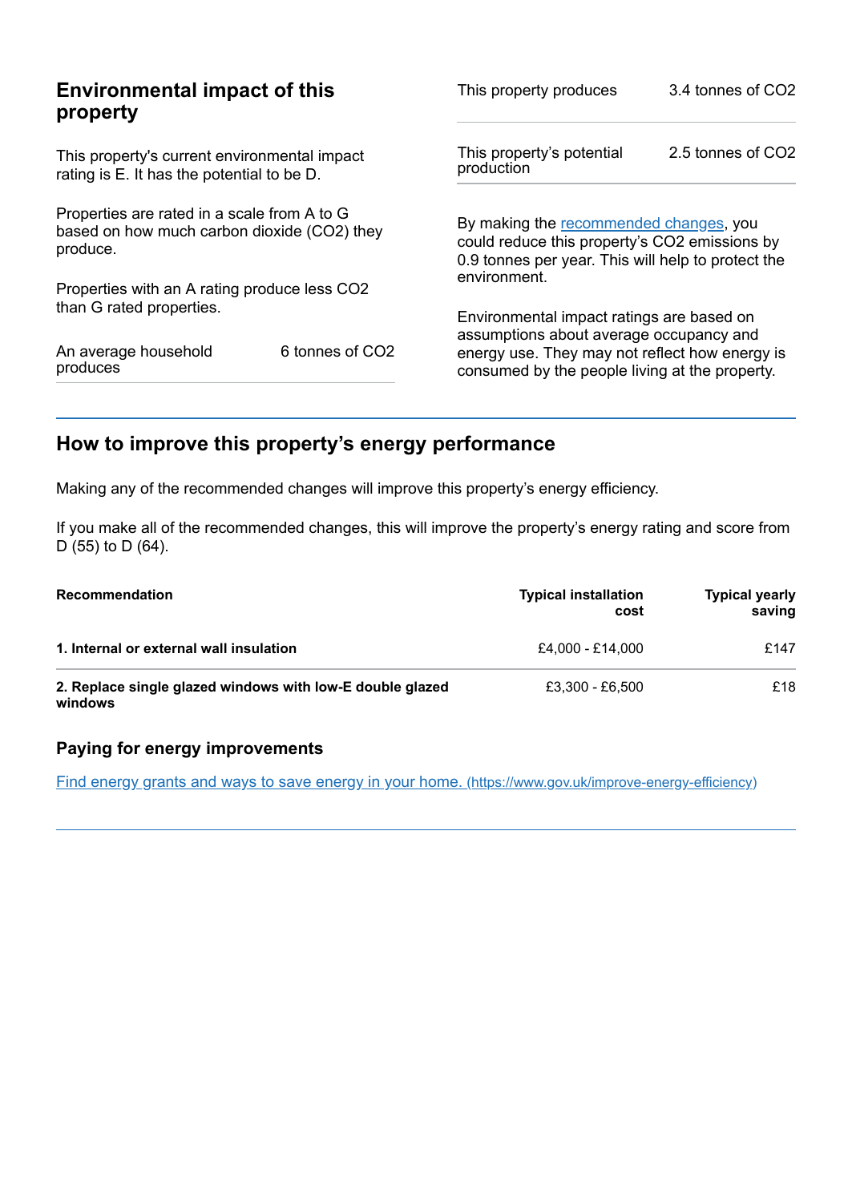## Environmental impact of this property

This property's current environmental impact rating is E. It has the potential to be D.

Properties are rated in a scale from A to G based on how much carbon dioxide ($CO_2$) they produce.

Properties with an A rating produce less $CO_2$ than G rated properties.

| | |
|---|---|
| An average household produces | 6 tonnes of $CO_2$ |

| | |
|---|---|
| This property produces | 3.4 tonnes of $CO_2$ |
| This property's potential production | 2.5 tonnes of $CO_2$ |

By making the recommended changes, you could reduce this property's $CO_2$ emissions by 0.9 tonnes per year. This will help to protect the environment.

Environmental impact ratings are based on assumptions about average occupancy and energy use. They may not reflect how energy is consumed by the people living at the property.

## How to improve this property's energy performance

Making any of the recommended changes will improve this property's energy efficiency.

If you make all of the recommended changes, this will improve the property's energy rating and score from D (55) to D (64).

| Recommendation | Typical installation cost | Typical yearly saving |
|---|---|---|
| **1. Internal or external wall insulation** | £4,000 - £14,000 | £147 |
| **2. Replace single glazed windows with low-E double glazed windows** | £3,300 - £6,500 | £18 |

### Paying for energy improvements

[Find energy grants and ways to save energy in your home. (https://www.gov.uk/improve-energy-efficiency)](https://www.gov.uk/improve-energy-efficiency)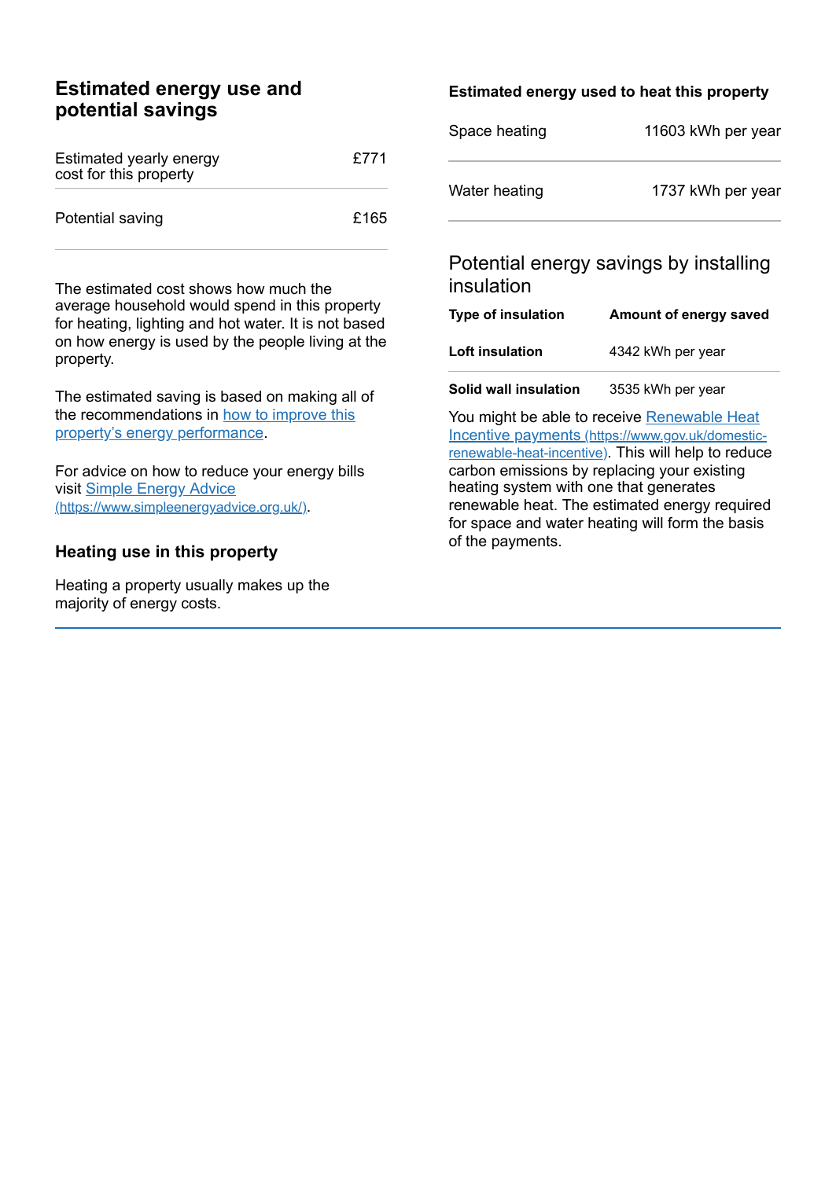## Estimated energy use and potential savings

| | |
|---|---|
| Estimated yearly energy cost for this property | £771 |
| Potential saving | £165 |

The estimated cost shows how much the average household would spend in this property for heating, lighting and hot water. It is not based on how energy is used by the people living at the property.

The estimated saving is based on making all of the recommendations in how to improve this property's energy performance.

For advice on how to reduce your energy bills visit Simple Energy Advice (https://www.simpleenergyadvice.org.uk/).

### Heating use in this property

Heating a property usually makes up the majority of energy costs.

### Estimated energy used to heat this property

| | |
|---|---|
| Space heating | 11603 kWh per year |
| Water heating | 1737 kWh per year |

### Potential energy savings by installing insulation

| Type of insulation | Amount of energy saved |
|---|---|
| **Loft insulation** | 4342 kWh per year |
| **Solid wall insulation** | 3535 kWh per year |

You might be able to receive Renewable Heat Incentive payments (https://www.gov.uk/domestic-renewable-heat-incentive). This will help to reduce carbon emissions by replacing your existing heating system with one that generates renewable heat. The estimated energy required for space and water heating will form the basis of the payments.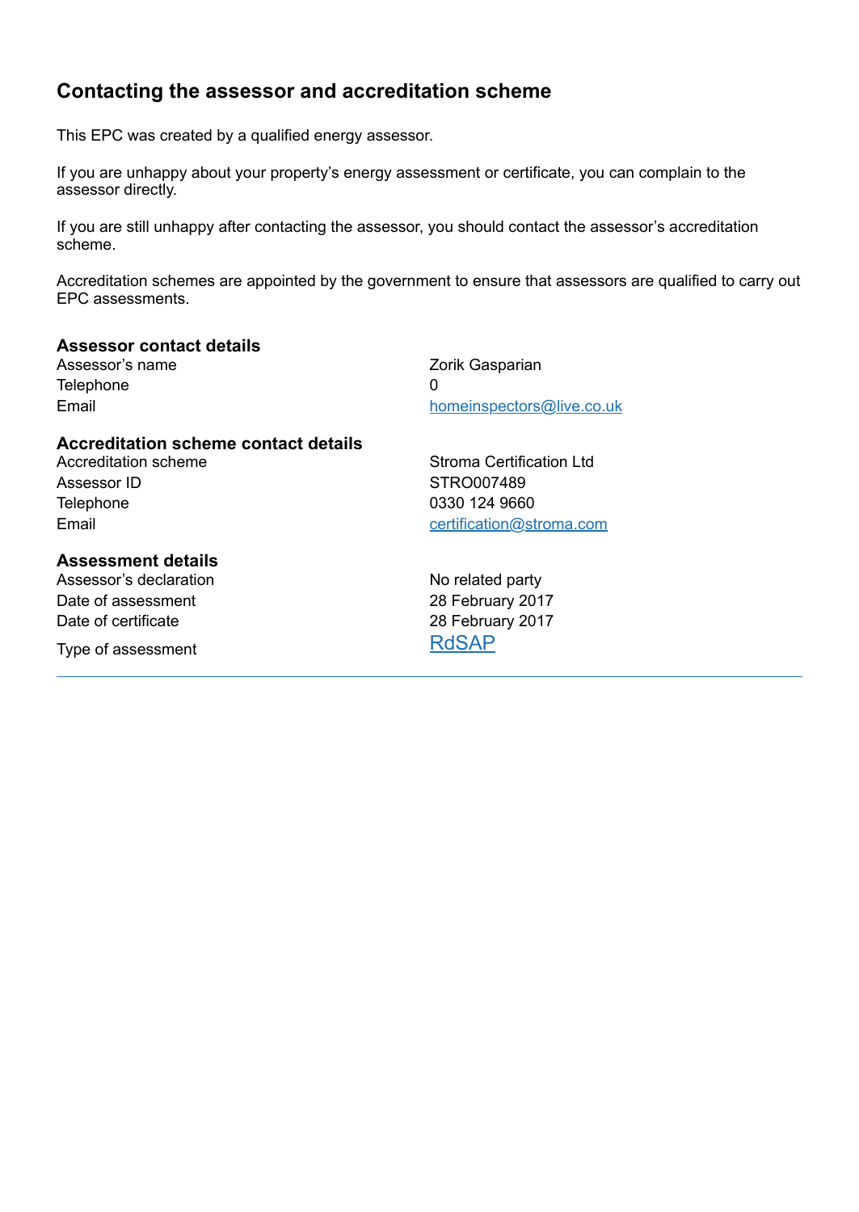## Contacting the assessor and accreditation scheme

This EPC was created by a qualified energy assessor.

If you are unhappy about your property's energy assessment or certificate, you can complain to the assessor directly.

If you are still unhappy after contacting the assessor, you should contact the assessor's accreditation scheme.

Accreditation schemes are appointed by the government to ensure that assessors are qualified to carry out EPC assessments.

### Assessor contact details

| | |
|---|---|
| Assessor's name | Zorik Gasparian |
| Telephone | 0 |
| Email | homeinspectors@live.co.uk |

### Accreditation scheme contact details

| | |
|---|---|
| Accreditation scheme | Stroma Certification Ltd |
| Assessor ID | STRO007489 |
| Telephone | 0330 124 9660 |
| Email | certification@stroma.com |

### Assessment details

| | |
|---|---|
| Assessor's declaration | No related party |
| Date of assessment | 28 February 2017 |
| Date of certificate | 28 February 2017 |
| Type of assessment | RdSAP |